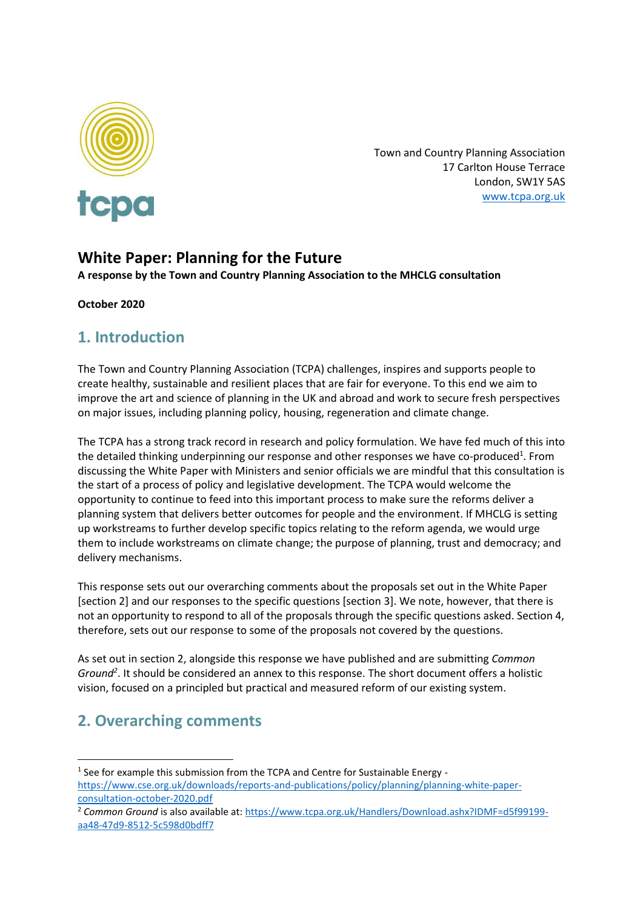Town and Country Planning Association
17 Carlton House Terrace
London, SW1Y 5AS
www.tcpa.org.uk

# White Paper: Planning for the Future

**A response by the Town and Country Planning Association to the MHCLG consultation**

**October 2020**

## 1. Introduction

The Town and Country Planning Association (TCPA) challenges, inspires and supports people to create healthy, sustainable and resilient places that are fair for everyone. To this end we aim to improve the art and science of planning in the UK and abroad and work to secure fresh perspectives on major issues, including planning policy, housing, regeneration and climate change.

The TCPA has a strong track record in research and policy formulation. We have fed much of this into the detailed thinking underpinning our response and other responses we have co-produced[1]. From discussing the White Paper with Ministers and senior officials we are mindful that this consultation is the start of a process of policy and legislative development. The TCPA would welcome the opportunity to continue to feed into this important process to make sure the reforms deliver a planning system that delivers better outcomes for people and the environment. If MHCLG is setting up workstreams to further develop specific topics relating to the reform agenda, we would urge them to include workstreams on climate change; the purpose of planning, trust and democracy; and delivery mechanisms.

This response sets out our overarching comments about the proposals set out in the White Paper [section 2] and our responses to the specific questions [section 3]. We note, however, that there is not an opportunity to respond to all of the proposals through the specific questions asked. Section 4, therefore, sets out our response to some of the proposals not covered by the questions.

As set out in section 2, alongside this response we have published and are submitting *Common Ground*[2]. It should be considered an annex to this response. The short document offers a holistic vision, focused on a principled but practical and measured reform of our existing system.

## 2. Overarching comments

---

[1] See for example this submission from the TCPA and Centre for Sustainable Energy - https://www.cse.org.uk/downloads/reports-and-publications/policy/planning/planning-white-paper-consultation-october-2020.pdf

[2] *Common Ground* is also available at: https://www.tcpa.org.uk/Handlers/Download.ashx?IDMF=d5f99199-aa48-47d9-8512-5c598d0bdff7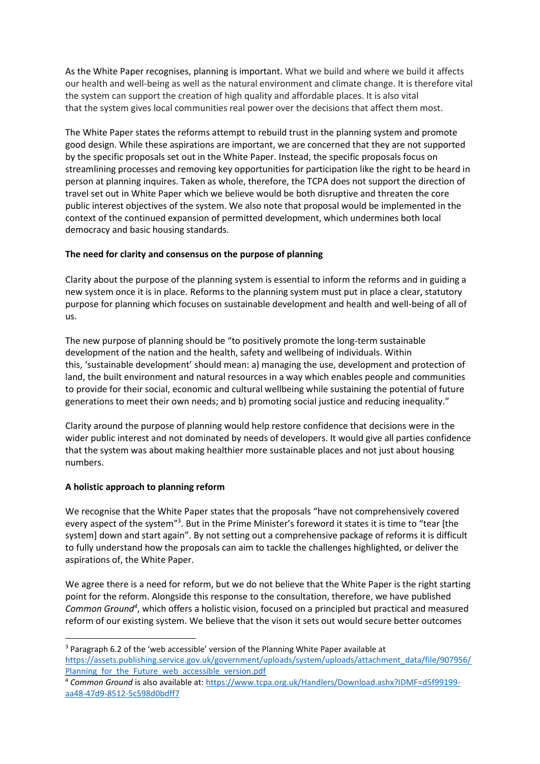As the White Paper recognises, planning is important. What we build and where we build it affects our health and well-being as well as the natural environment and climate change. It is therefore vital the system can support the creation of high quality and affordable places. It is also vital that the system gives local communities real power over the decisions that affect them most.

The White Paper states the reforms attempt to rebuild trust in the planning system and promote good design. While these aspirations are important, we are concerned that they are not supported by the specific proposals set out in the White Paper. Instead, the specific proposals focus on streamlining processes and removing key opportunities for participation like the right to be heard in person at planning inquires. Taken as whole, therefore, the TCPA does not support the direction of travel set out in White Paper which we believe would be both disruptive and threaten the core public interest objectives of the system. We also note that proposal would be implemented in the context of the continued expansion of permitted development, which undermines both local democracy and basic housing standards.

**The need for clarity and consensus on the purpose of planning**

Clarity about the purpose of the planning system is essential to inform the reforms and in guiding a new system once it is in place. Reforms to the planning system must put in place a clear, statutory purpose for planning which focuses on sustainable development and health and well-being of all of us.

The new purpose of planning should be "to positively promote the long-term sustainable development of the nation and the health, safety and wellbeing of individuals. Within this, 'sustainable development' should mean: a) managing the use, development and protection of land, the built environment and natural resources in a way which enables people and communities to provide for their social, economic and cultural wellbeing while sustaining the potential of future generations to meet their own needs; and b) promoting social justice and reducing inequality."

Clarity around the purpose of planning would help restore confidence that decisions were in the wider public interest and not dominated by needs of developers. It would give all parties confidence that the system was about making healthier more sustainable places and not just about housing numbers.

**A holistic approach to planning reform**

We recognise that the White Paper states that the proposals "have not comprehensively covered every aspect of the system"[3]. But in the Prime Minister's foreword it states it is time to "tear [the system] down and start again". By not setting out a comprehensive package of reforms it is difficult to fully understand how the proposals can aim to tackle the challenges highlighted, or deliver the aspirations of, the White Paper.

We agree there is a need for reform, but we do not believe that the White Paper is the right starting point for the reform. Alongside this response to the consultation, therefore, we have published *Common Ground*[4], which offers a holistic vision, focused on a principled but practical and measured reform of our existing system. We believe that the vison it sets out would secure better outcomes

---

[3] Paragraph 6.2 of the 'web accessible' version of the Planning White Paper available at https://assets.publishing.service.gov.uk/government/uploads/system/uploads/attachment_data/file/907956/Planning_for_the_Future_web_accessible_version.pdf

[4] *Common Ground* is also available at: https://www.tcpa.org.uk/Handlers/Download.ashx?IDMF=d5f99199-aa48-47d9-8512-5c598d0bdff7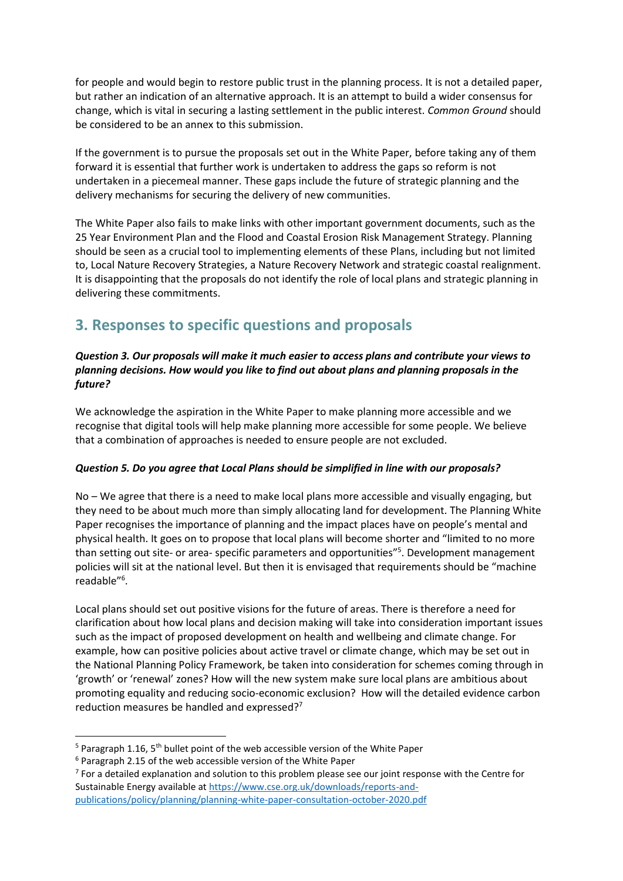for people and would begin to restore public trust in the planning process. It is not a detailed paper, but rather an indication of an alternative approach. It is an attempt to build a wider consensus for change, which is vital in securing a lasting settlement in the public interest. *Common Ground* should be considered to be an annex to this submission.

If the government is to pursue the proposals set out in the White Paper, before taking any of them forward it is essential that further work is undertaken to address the gaps so reform is not undertaken in a piecemeal manner. These gaps include the future of strategic planning and the delivery mechanisms for securing the delivery of new communities.

The White Paper also fails to make links with other important government documents, such as the 25 Year Environment Plan and the Flood and Coastal Erosion Risk Management Strategy. Planning should be seen as a crucial tool to implementing elements of these Plans, including but not limited to, Local Nature Recovery Strategies, a Nature Recovery Network and strategic coastal realignment. It is disappointing that the proposals do not identify the role of local plans and strategic planning in delivering these commitments.

## 3. Responses to specific questions and proposals

***Question 3. Our proposals will make it much easier to access plans and contribute your views to planning decisions. How would you like to find out about plans and planning proposals in the future?***

We acknowledge the aspiration in the White Paper to make planning more accessible and we recognise that digital tools will help make planning more accessible for some people. We believe that a combination of approaches is needed to ensure people are not excluded.

***Question 5. Do you agree that Local Plans should be simplified in line with our proposals?***

No – We agree that there is a need to make local plans more accessible and visually engaging, but they need to be about much more than simply allocating land for development. The Planning White Paper recognises the importance of planning and the impact places have on people's mental and physical health. It goes on to propose that local plans will become shorter and "limited to no more than setting out site- or area- specific parameters and opportunities"[5]. Development management policies will sit at the national level. But then it is envisaged that requirements should be "machine readable"[6].

Local plans should set out positive visions for the future of areas. There is therefore a need for clarification about how local plans and decision making will take into consideration important issues such as the impact of proposed development on health and wellbeing and climate change. For example, how can positive policies about active travel or climate change, which may be set out in the National Planning Policy Framework, be taken into consideration for schemes coming through in 'growth' or 'renewal' zones? How will the new system make sure local plans are ambitious about promoting equality and reducing socio-economic exclusion? How will the detailed evidence carbon reduction measures be handled and expressed?[7]

[5] Paragraph 1.16, 5th bullet point of the web accessible version of the White Paper

[6] Paragraph 2.15 of the web accessible version of the White Paper

[7] For a detailed explanation and solution to this problem please see our joint response with the Centre for Sustainable Energy available at https://www.cse.org.uk/downloads/reports-and-publications/policy/planning/planning-white-paper-consultation-october-2020.pdf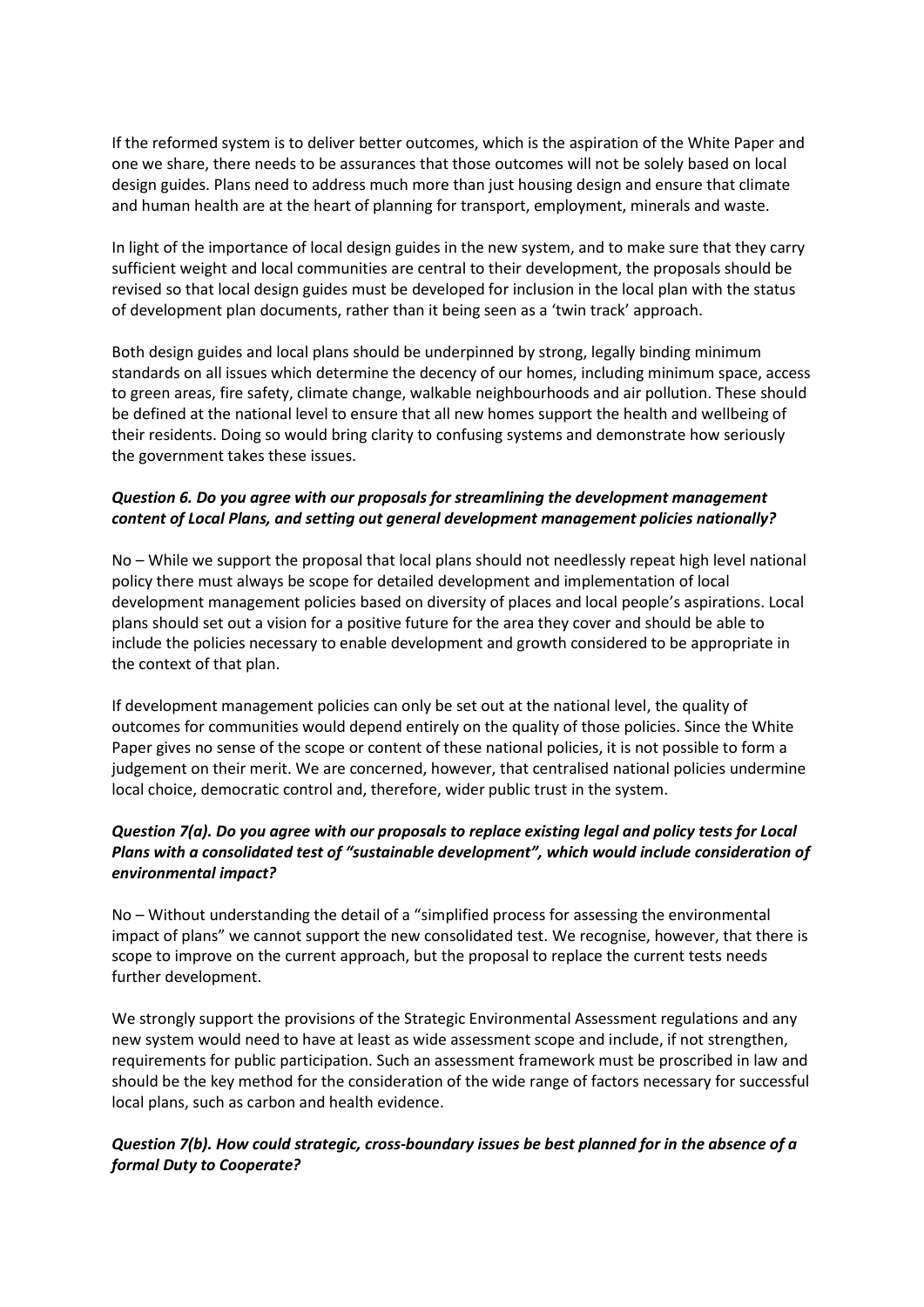If the reformed system is to deliver better outcomes, which is the aspiration of the White Paper and one we share, there needs to be assurances that those outcomes will not be solely based on local design guides. Plans need to address much more than just housing design and ensure that climate and human health are at the heart of planning for transport, employment, minerals and waste.

In light of the importance of local design guides in the new system, and to make sure that they carry sufficient weight and local communities are central to their development, the proposals should be revised so that local design guides must be developed for inclusion in the local plan with the status of development plan documents, rather than it being seen as a 'twin track' approach.

Both design guides and local plans should be underpinned by strong, legally binding minimum standards on all issues which determine the decency of our homes, including minimum space, access to green areas, fire safety, climate change, walkable neighbourhoods and air pollution. These should be defined at the national level to ensure that all new homes support the health and wellbeing of their residents. Doing so would bring clarity to confusing systems and demonstrate how seriously the government takes these issues.

***Question 6. Do you agree with our proposals for streamlining the development management content of Local Plans, and setting out general development management policies nationally?***

No – While we support the proposal that local plans should not needlessly repeat high level national policy there must always be scope for detailed development and implementation of local development management policies based on diversity of places and local people's aspirations. Local plans should set out a vision for a positive future for the area they cover and should be able to include the policies necessary to enable development and growth considered to be appropriate in the context of that plan.

If development management policies can only be set out at the national level, the quality of outcomes for communities would depend entirely on the quality of those policies. Since the White Paper gives no sense of the scope or content of these national policies, it is not possible to form a judgement on their merit. We are concerned, however, that centralised national policies undermine local choice, democratic control and, therefore, wider public trust in the system.

***Question 7(a). Do you agree with our proposals to replace existing legal and policy tests for Local Plans with a consolidated test of "sustainable development", which would include consideration of environmental impact?***

No – Without understanding the detail of a "simplified process for assessing the environmental impact of plans" we cannot support the new consolidated test. We recognise, however, that there is scope to improve on the current approach, but the proposal to replace the current tests needs further development.

We strongly support the provisions of the Strategic Environmental Assessment regulations and any new system would need to have at least as wide assessment scope and include, if not strengthen, requirements for public participation. Such an assessment framework must be proscribed in law and should be the key method for the consideration of the wide range of factors necessary for successful local plans, such as carbon and health evidence.

***Question 7(b). How could strategic, cross-boundary issues be best planned for in the absence of a formal Duty to Cooperate?***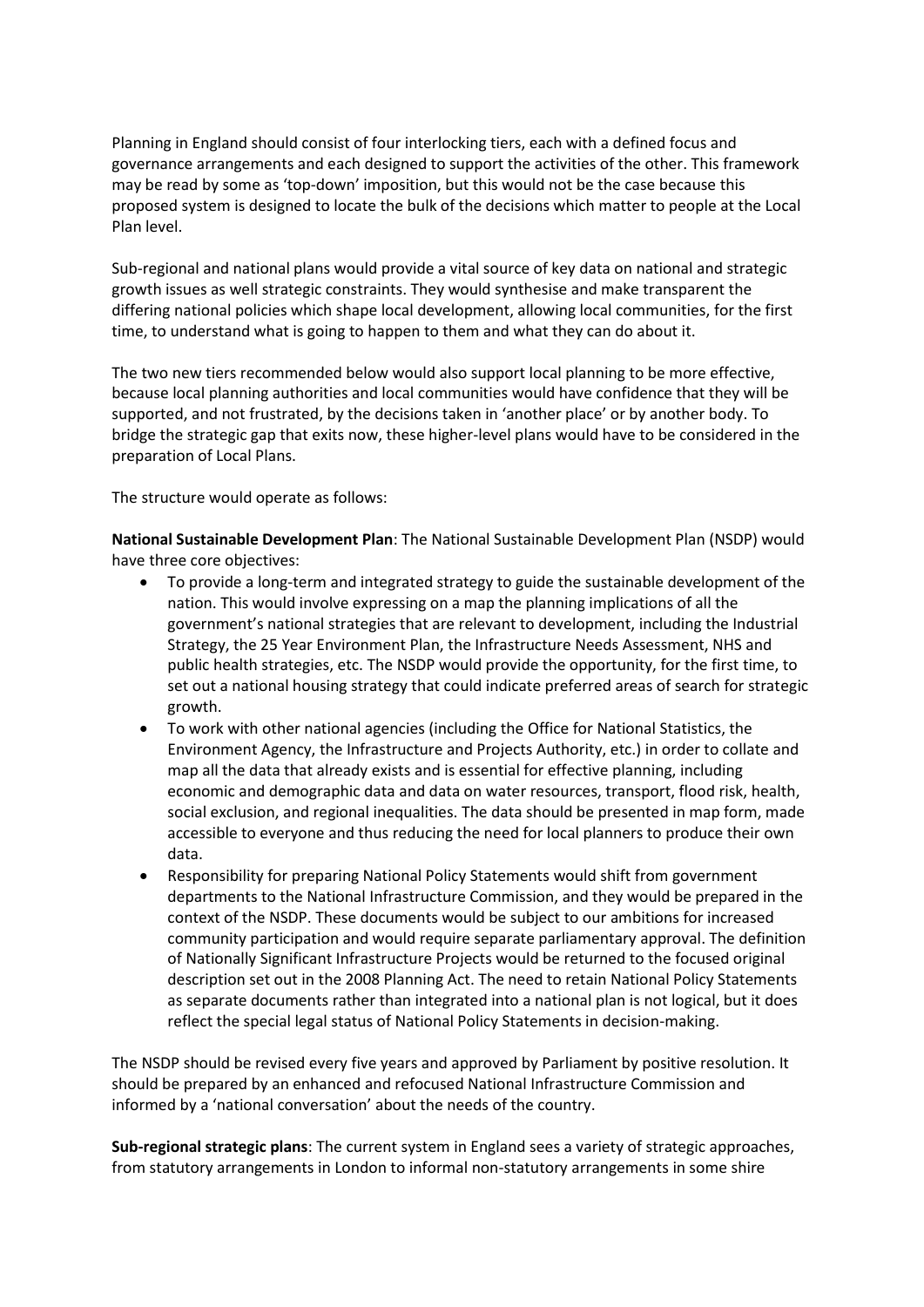Planning in England should consist of four interlocking tiers, each with a defined focus and governance arrangements and each designed to support the activities of the other. This framework may be read by some as 'top-down' imposition, but this would not be the case because this proposed system is designed to locate the bulk of the decisions which matter to people at the Local Plan level.

Sub-regional and national plans would provide a vital source of key data on national and strategic growth issues as well strategic constraints. They would synthesise and make transparent the differing national policies which shape local development, allowing local communities, for the first time, to understand what is going to happen to them and what they can do about it.

The two new tiers recommended below would also support local planning to be more effective, because local planning authorities and local communities would have confidence that they will be supported, and not frustrated, by the decisions taken in 'another place' or by another body. To bridge the strategic gap that exits now, these higher-level plans would have to be considered in the preparation of Local Plans.

The structure would operate as follows:

**National Sustainable Development Plan**: The National Sustainable Development Plan (NSDP) would have three core objectives:

- To provide a long-term and integrated strategy to guide the sustainable development of the nation. This would involve expressing on a map the planning implications of all the government's national strategies that are relevant to development, including the Industrial Strategy, the 25 Year Environment Plan, the Infrastructure Needs Assessment, NHS and public health strategies, etc. The NSDP would provide the opportunity, for the first time, to set out a national housing strategy that could indicate preferred areas of search for strategic growth.
- To work with other national agencies (including the Office for National Statistics, the Environment Agency, the Infrastructure and Projects Authority, etc.) in order to collate and map all the data that already exists and is essential for effective planning, including economic and demographic data and data on water resources, transport, flood risk, health, social exclusion, and regional inequalities. The data should be presented in map form, made accessible to everyone and thus reducing the need for local planners to produce their own data.
- Responsibility for preparing National Policy Statements would shift from government departments to the National Infrastructure Commission, and they would be prepared in the context of the NSDP. These documents would be subject to our ambitions for increased community participation and would require separate parliamentary approval. The definition of Nationally Significant Infrastructure Projects would be returned to the focused original description set out in the 2008 Planning Act. The need to retain National Policy Statements as separate documents rather than integrated into a national plan is not logical, but it does reflect the special legal status of National Policy Statements in decision-making.

The NSDP should be revised every five years and approved by Parliament by positive resolution. It should be prepared by an enhanced and refocused National Infrastructure Commission and informed by a 'national conversation' about the needs of the country.

**Sub-regional strategic plans**: The current system in England sees a variety of strategic approaches, from statutory arrangements in London to informal non-statutory arrangements in some shire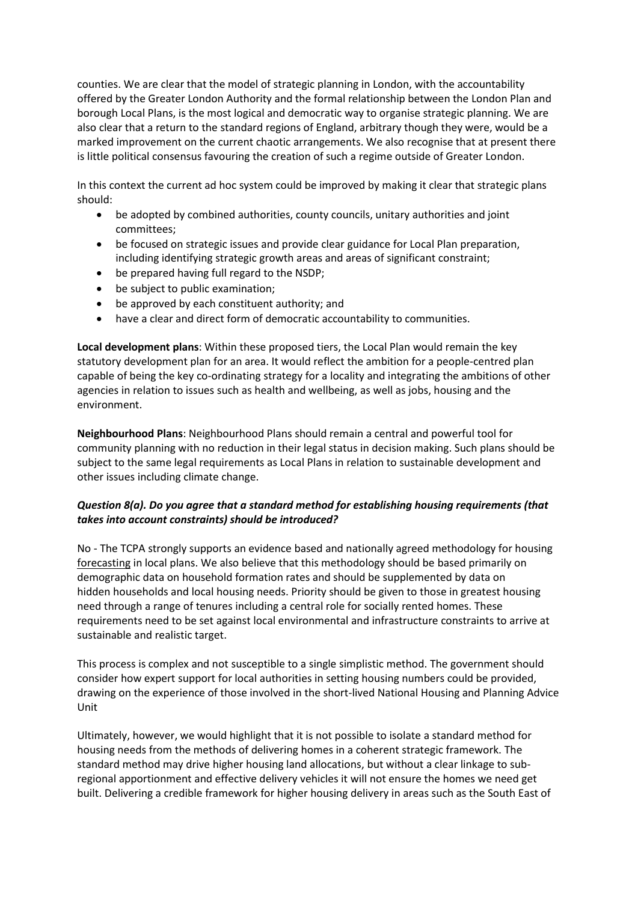counties. We are clear that the model of strategic planning in London, with the accountability offered by the Greater London Authority and the formal relationship between the London Plan and borough Local Plans, is the most logical and democratic way to organise strategic planning. We are also clear that a return to the standard regions of England, arbitrary though they were, would be a marked improvement on the current chaotic arrangements. We also recognise that at present there is little political consensus favouring the creation of such a regime outside of Greater London.

In this context the current ad hoc system could be improved by making it clear that strategic plans should:

- be adopted by combined authorities, county councils, unitary authorities and joint committees;
- be focused on strategic issues and provide clear guidance for Local Plan preparation, including identifying strategic growth areas and areas of significant constraint;
- be prepared having full regard to the NSDP;
- be subject to public examination;
- be approved by each constituent authority; and
- have a clear and direct form of democratic accountability to communities.

**Local development plans**: Within these proposed tiers, the Local Plan would remain the key statutory development plan for an area. It would reflect the ambition for a people-centred plan capable of being the key co-ordinating strategy for a locality and integrating the ambitions of other agencies in relation to issues such as health and wellbeing, as well as jobs, housing and the environment.

**Neighbourhood Plans**: Neighbourhood Plans should remain a central and powerful tool for community planning with no reduction in their legal status in decision making. Such plans should be subject to the same legal requirements as Local Plans in relation to sustainable development and other issues including climate change.

***Question 8(a). Do you agree that a standard method for establishing housing requirements (that takes into account constraints) should be introduced?***

No - The TCPA strongly supports an evidence based and nationally agreed methodology for housing forecasting in local plans. We also believe that this methodology should be based primarily on demographic data on household formation rates and should be supplemented by data on hidden households and local housing needs. Priority should be given to those in greatest housing need through a range of tenures including a central role for socially rented homes. These requirements need to be set against local environmental and infrastructure constraints to arrive at sustainable and realistic target.

This process is complex and not susceptible to a single simplistic method. The government should consider how expert support for local authorities in setting housing numbers could be provided, drawing on the experience of those involved in the short-lived National Housing and Planning Advice Unit

Ultimately, however, we would highlight that it is not possible to isolate a standard method for housing needs from the methods of delivering homes in a coherent strategic framework. The standard method may drive higher housing land allocations, but without a clear linkage to sub-regional apportionment and effective delivery vehicles it will not ensure the homes we need get built. Delivering a credible framework for higher housing delivery in areas such as the South East of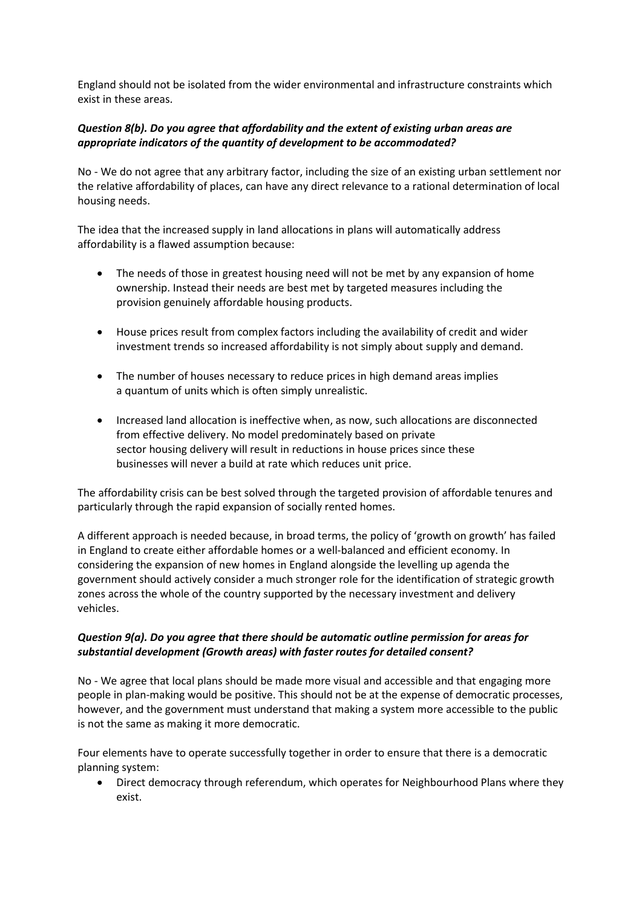England should not be isolated from the wider environmental and infrastructure constraints which exist in these areas.

***Question 8(b). Do you agree that affordability and the extent of existing urban areas are appropriate indicators of the quantity of development to be accommodated?***

No - We do not agree that any arbitrary factor, including the size of an existing urban settlement nor the relative affordability of places, can have any direct relevance to a rational determination of local housing needs.

The idea that the increased supply in land allocations in plans will automatically address affordability is a flawed assumption because:

- The needs of those in greatest housing need will not be met by any expansion of home ownership. Instead their needs are best met by targeted measures including the provision genuinely affordable housing products.
- House prices result from complex factors including the availability of credit and wider investment trends so increased affordability is not simply about supply and demand.
- The number of houses necessary to reduce prices in high demand areas implies a quantum of units which is often simply unrealistic.
- Increased land allocation is ineffective when, as now, such allocations are disconnected from effective delivery. No model predominately based on private sector housing delivery will result in reductions in house prices since these businesses will never a build at rate which reduces unit price.

The affordability crisis can be best solved through the targeted provision of affordable tenures and particularly through the rapid expansion of socially rented homes.

A different approach is needed because, in broad terms, the policy of 'growth on growth' has failed in England to create either affordable homes or a well-balanced and efficient economy. In considering the expansion of new homes in England alongside the levelling up agenda the government should actively consider a much stronger role for the identification of strategic growth zones across the whole of the country supported by the necessary investment and delivery vehicles.

***Question 9(a). Do you agree that there should be automatic outline permission for areas for substantial development (Growth areas) with faster routes for detailed consent?***

No - We agree that local plans should be made more visual and accessible and that engaging more people in plan-making would be positive. This should not be at the expense of democratic processes, however, and the government must understand that making a system more accessible to the public is not the same as making it more democratic.

Four elements have to operate successfully together in order to ensure that there is a democratic planning system:

- Direct democracy through referendum, which operates for Neighbourhood Plans where they exist.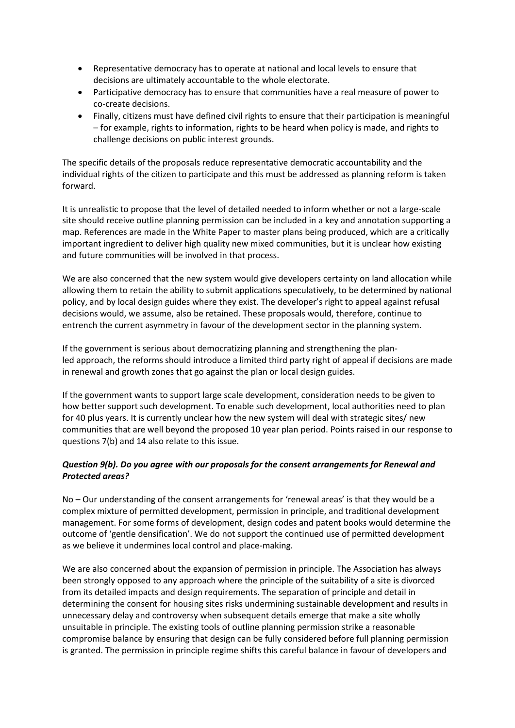- Representative democracy has to operate at national and local levels to ensure that decisions are ultimately accountable to the whole electorate.
- Participative democracy has to ensure that communities have a real measure of power to co-create decisions.
- Finally, citizens must have defined civil rights to ensure that their participation is meaningful – for example, rights to information, rights to be heard when policy is made, and rights to challenge decisions on public interest grounds.

The specific details of the proposals reduce representative democratic accountability and the individual rights of the citizen to participate and this must be addressed as planning reform is taken forward.

It is unrealistic to propose that the level of detailed needed to inform whether or not a large-scale site should receive outline planning permission can be included in a key and annotation supporting a map. References are made in the White Paper to master plans being produced, which are a critically important ingredient to deliver high quality new mixed communities, but it is unclear how existing and future communities will be involved in that process.

We are also concerned that the new system would give developers certainty on land allocation while allowing them to retain the ability to submit applications speculatively, to be determined by national policy, and by local design guides where they exist. The developer's right to appeal against refusal decisions would, we assume, also be retained. These proposals would, therefore, continue to entrench the current asymmetry in favour of the development sector in the planning system.

If the government is serious about democratizing planning and strengthening the plan-led approach, the reforms should introduce a limited third party right of appeal if decisions are made in renewal and growth zones that go against the plan or local design guides.

If the government wants to support large scale development, consideration needs to be given to how better support such development. To enable such development, local authorities need to plan for 40 plus years. It is currently unclear how the new system will deal with strategic sites/ new communities that are well beyond the proposed 10 year plan period. Points raised in our response to questions 7(b) and 14 also relate to this issue.

***Question 9(b). Do you agree with our proposals for the consent arrangements for Renewal and Protected areas?***

No – Our understanding of the consent arrangements for 'renewal areas' is that they would be a complex mixture of permitted development, permission in principle, and traditional development management. For some forms of development, design codes and patent books would determine the outcome of 'gentle densification'. We do not support the continued use of permitted development as we believe it undermines local control and place-making.

We are also concerned about the expansion of permission in principle. The Association has always been strongly opposed to any approach where the principle of the suitability of a site is divorced from its detailed impacts and design requirements. The separation of principle and detail in determining the consent for housing sites risks undermining sustainable development and results in unnecessary delay and controversy when subsequent details emerge that make a site wholly unsuitable in principle. The existing tools of outline planning permission strike a reasonable compromise balance by ensuring that design can be fully considered before full planning permission is granted. The permission in principle regime shifts this careful balance in favour of developers and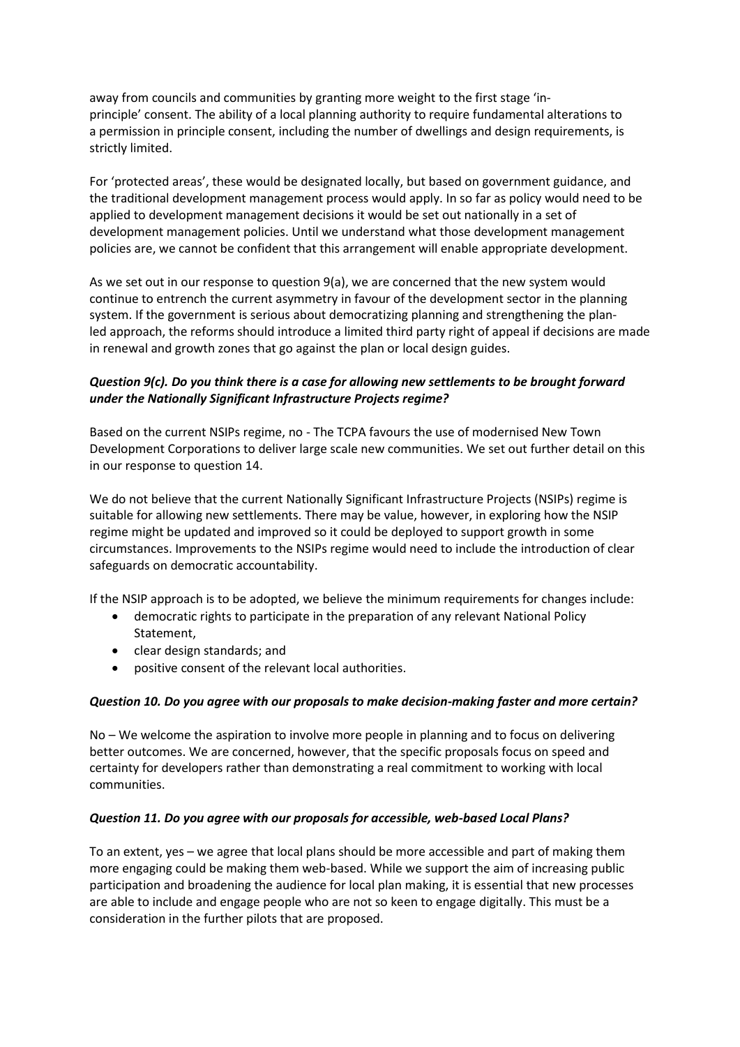away from councils and communities by granting more weight to the first stage 'in-principle' consent. The ability of a local planning authority to require fundamental alterations to a permission in principle consent, including the number of dwellings and design requirements, is strictly limited.

For 'protected areas', these would be designated locally, but based on government guidance, and the traditional development management process would apply. In so far as policy would need to be applied to development management decisions it would be set out nationally in a set of development management policies. Until we understand what those development management policies are, we cannot be confident that this arrangement will enable appropriate development.

As we set out in our response to question 9(a), we are concerned that the new system would continue to entrench the current asymmetry in favour of the development sector in the planning system. If the government is serious about democratizing planning and strengthening the plan-led approach, the reforms should introduce a limited third party right of appeal if decisions are made in renewal and growth zones that go against the plan or local design guides.

***Question 9(c). Do you think there is a case for allowing new settlements to be brought forward under the Nationally Significant Infrastructure Projects regime?***

Based on the current NSIPs regime, no - The TCPA favours the use of modernised New Town Development Corporations to deliver large scale new communities. We set out further detail on this in our response to question 14.

We do not believe that the current Nationally Significant Infrastructure Projects (NSIPs) regime is suitable for allowing new settlements. There may be value, however, in exploring how the NSIP regime might be updated and improved so it could be deployed to support growth in some circumstances. Improvements to the NSIPs regime would need to include the introduction of clear safeguards on democratic accountability.

If the NSIP approach is to be adopted, we believe the minimum requirements for changes include:

- democratic rights to participate in the preparation of any relevant National Policy Statement,
- clear design standards; and
- positive consent of the relevant local authorities.

***Question 10. Do you agree with our proposals to make decision-making faster and more certain?***

No – We welcome the aspiration to involve more people in planning and to focus on delivering better outcomes. We are concerned, however, that the specific proposals focus on speed and certainty for developers rather than demonstrating a real commitment to working with local communities.

***Question 11. Do you agree with our proposals for accessible, web-based Local Plans?***

To an extent, yes – we agree that local plans should be more accessible and part of making them more engaging could be making them web-based. While we support the aim of increasing public participation and broadening the audience for local plan making, it is essential that new processes are able to include and engage people who are not so keen to engage digitally. This must be a consideration in the further pilots that are proposed.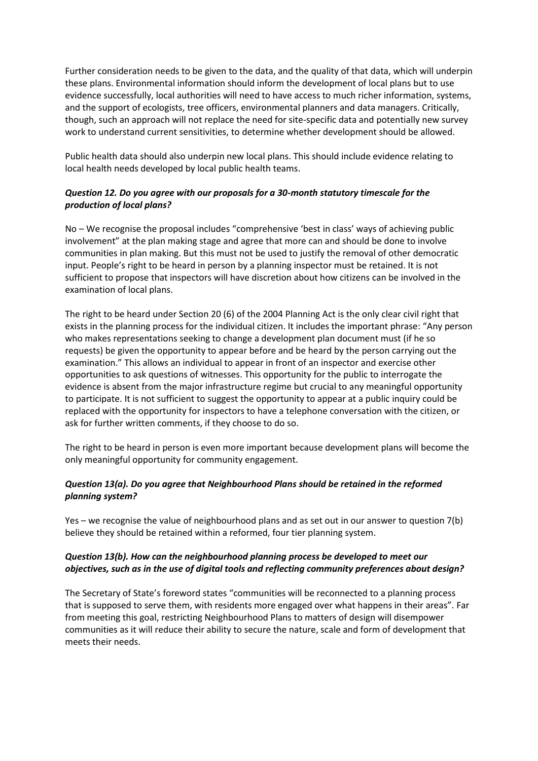Further consideration needs to be given to the data, and the quality of that data, which will underpin these plans. Environmental information should inform the development of local plans but to use evidence successfully, local authorities will need to have access to much richer information, systems, and the support of ecologists, tree officers, environmental planners and data managers. Critically, though, such an approach will not replace the need for site-specific data and potentially new survey work to understand current sensitivities, to determine whether development should be allowed.

Public health data should also underpin new local plans. This should include evidence relating to local health needs developed by local public health teams.

***Question 12. Do you agree with our proposals for a 30-month statutory timescale for the production of local plans?***

No – We recognise the proposal includes "comprehensive 'best in class' ways of achieving public involvement" at the plan making stage and agree that more can and should be done to involve communities in plan making. But this must not be used to justify the removal of other democratic input. People's right to be heard in person by a planning inspector must be retained. It is not sufficient to propose that inspectors will have discretion about how citizens can be involved in the examination of local plans.

The right to be heard under Section 20 (6) of the 2004 Planning Act is the only clear civil right that exists in the planning process for the individual citizen. It includes the important phrase: "Any person who makes representations seeking to change a development plan document must (if he so requests) be given the opportunity to appear before and be heard by the person carrying out the examination." This allows an individual to appear in front of an inspector and exercise other opportunities to ask questions of witnesses. This opportunity for the public to interrogate the evidence is absent from the major infrastructure regime but crucial to any meaningful opportunity to participate. It is not sufficient to suggest the opportunity to appear at a public inquiry could be replaced with the opportunity for inspectors to have a telephone conversation with the citizen, or ask for further written comments, if they choose to do so.

The right to be heard in person is even more important because development plans will become the only meaningful opportunity for community engagement.

***Question 13(a). Do you agree that Neighbourhood Plans should be retained in the reformed planning system?***

Yes – we recognise the value of neighbourhood plans and as set out in our answer to question 7(b) believe they should be retained within a reformed, four tier planning system.

***Question 13(b). How can the neighbourhood planning process be developed to meet our objectives, such as in the use of digital tools and reflecting community preferences about design?***

The Secretary of State's foreword states "communities will be reconnected to a planning process that is supposed to serve them, with residents more engaged over what happens in their areas". Far from meeting this goal, restricting Neighbourhood Plans to matters of design will disempower communities as it will reduce their ability to secure the nature, scale and form of development that meets their needs.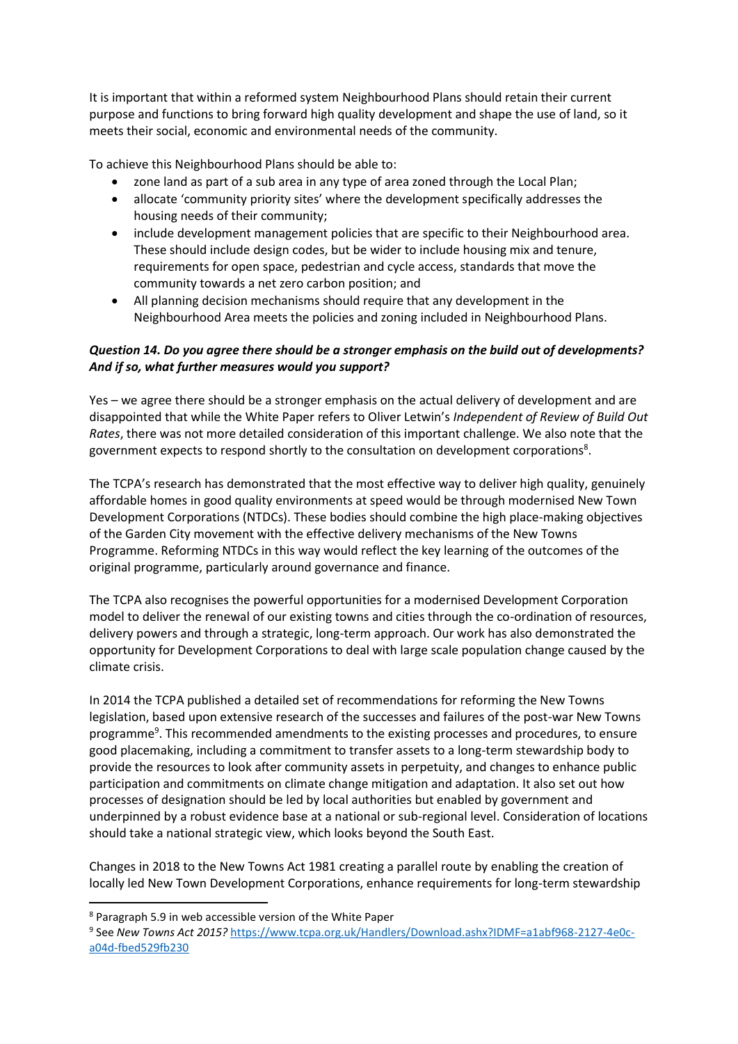It is important that within a reformed system Neighbourhood Plans should retain their current purpose and functions to bring forward high quality development and shape the use of land, so it meets their social, economic and environmental needs of the community.

To achieve this Neighbourhood Plans should be able to:

- zone land as part of a sub area in any type of area zoned through the Local Plan;
- allocate 'community priority sites' where the development specifically addresses the housing needs of their community;
- include development management policies that are specific to their Neighbourhood area. These should include design codes, but be wider to include housing mix and tenure, requirements for open space, pedestrian and cycle access, standards that move the community towards a net zero carbon position; and
- All planning decision mechanisms should require that any development in the Neighbourhood Area meets the policies and zoning included in Neighbourhood Plans.

***Question 14. Do you agree there should be a stronger emphasis on the build out of developments? And if so, what further measures would you support?***

Yes – we agree there should be a stronger emphasis on the actual delivery of development and are disappointed that while the White Paper refers to Oliver Letwin's *Independent of Review of Build Out Rates*, there was not more detailed consideration of this important challenge. We also note that the government expects to respond shortly to the consultation on development corporations[8].

The TCPA's research has demonstrated that the most effective way to deliver high quality, genuinely affordable homes in good quality environments at speed would be through modernised New Town Development Corporations (NTDCs). These bodies should combine the high place-making objectives of the Garden City movement with the effective delivery mechanisms of the New Towns Programme. Reforming NTDCs in this way would reflect the key learning of the outcomes of the original programme, particularly around governance and finance.

The TCPA also recognises the powerful opportunities for a modernised Development Corporation model to deliver the renewal of our existing towns and cities through the co-ordination of resources, delivery powers and through a strategic, long-term approach. Our work has also demonstrated the opportunity for Development Corporations to deal with large scale population change caused by the climate crisis.

In 2014 the TCPA published a detailed set of recommendations for reforming the New Towns legislation, based upon extensive research of the successes and failures of the post-war New Towns programme[9]. This recommended amendments to the existing processes and procedures, to ensure good placemaking, including a commitment to transfer assets to a long-term stewardship body to provide the resources to look after community assets in perpetuity, and changes to enhance public participation and commitments on climate change mitigation and adaptation. It also set out how processes of designation should be led by local authorities but enabled by government and underpinned by a robust evidence base at a national or sub-regional level. Consideration of locations should take a national strategic view, which looks beyond the South East.

Changes in 2018 to the New Towns Act 1981 creating a parallel route by enabling the creation of locally led New Town Development Corporations, enhance requirements for long-term stewardship

---

[8] Paragraph 5.9 in web accessible version of the White Paper

[9] See *New Towns Act 2015?* https://www.tcpa.org.uk/Handlers/Download.ashx?IDMF=a1abf968-2127-4e0c-a04d-fbed529fb230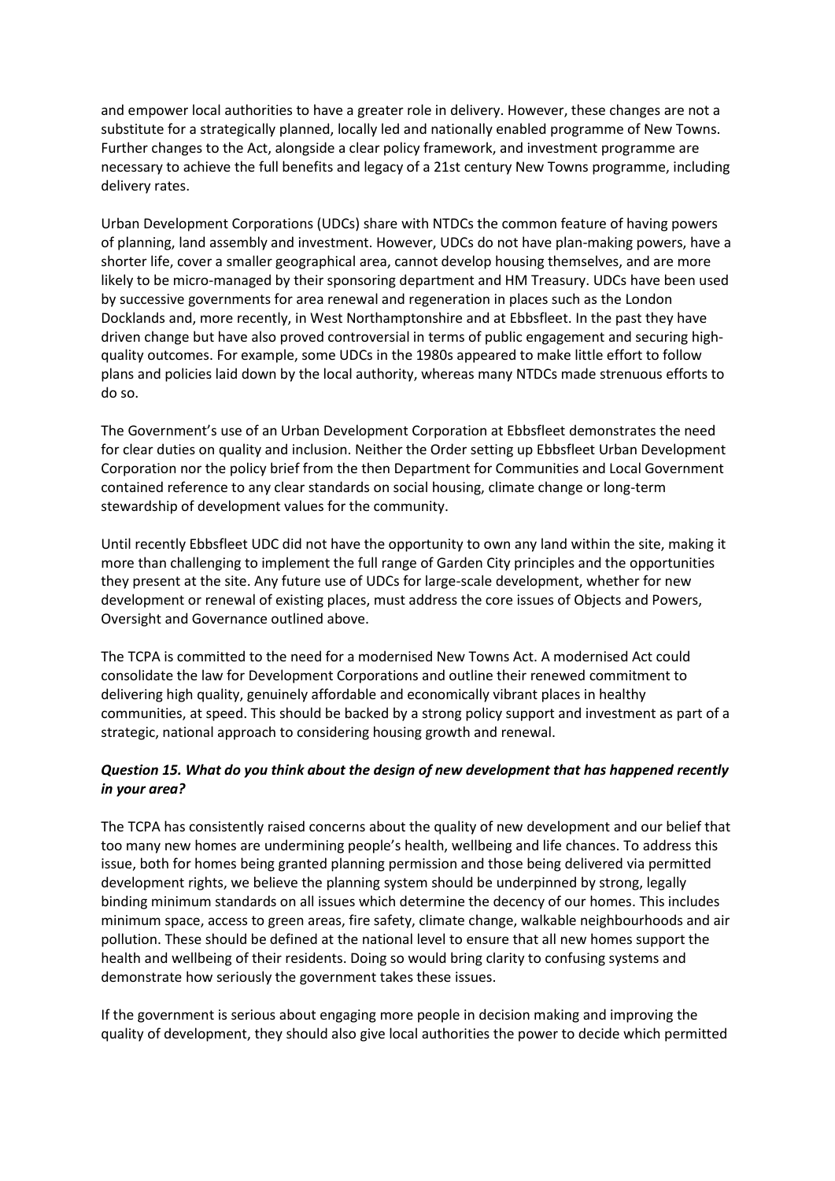and empower local authorities to have a greater role in delivery. However, these changes are not a substitute for a strategically planned, locally led and nationally enabled programme of New Towns. Further changes to the Act, alongside a clear policy framework, and investment programme are necessary to achieve the full benefits and legacy of a 21st century New Towns programme, including delivery rates.

Urban Development Corporations (UDCs) share with NTDCs the common feature of having powers of planning, land assembly and investment. However, UDCs do not have plan-making powers, have a shorter life, cover a smaller geographical area, cannot develop housing themselves, and are more likely to be micro-managed by their sponsoring department and HM Treasury. UDCs have been used by successive governments for area renewal and regeneration in places such as the London Docklands and, more recently, in West Northamptonshire and at Ebbsfleet. In the past they have driven change but have also proved controversial in terms of public engagement and securing high-quality outcomes. For example, some UDCs in the 1980s appeared to make little effort to follow plans and policies laid down by the local authority, whereas many NTDCs made strenuous efforts to do so.

The Government's use of an Urban Development Corporation at Ebbsfleet demonstrates the need for clear duties on quality and inclusion. Neither the Order setting up Ebbsfleet Urban Development Corporation nor the policy brief from the then Department for Communities and Local Government contained reference to any clear standards on social housing, climate change or long-term stewardship of development values for the community.

Until recently Ebbsfleet UDC did not have the opportunity to own any land within the site, making it more than challenging to implement the full range of Garden City principles and the opportunities they present at the site. Any future use of UDCs for large-scale development, whether for new development or renewal of existing places, must address the core issues of Objects and Powers, Oversight and Governance outlined above.

The TCPA is committed to the need for a modernised New Towns Act. A modernised Act could consolidate the law for Development Corporations and outline their renewed commitment to delivering high quality, genuinely affordable and economically vibrant places in healthy communities, at speed. This should be backed by a strong policy support and investment as part of a strategic, national approach to considering housing growth and renewal.

### *Question 15. What do you think about the design of new development that has happened recently in your area?*

The TCPA has consistently raised concerns about the quality of new development and our belief that too many new homes are undermining people's health, wellbeing and life chances. To address this issue, both for homes being granted planning permission and those being delivered via permitted development rights, we believe the planning system should be underpinned by strong, legally binding minimum standards on all issues which determine the decency of our homes. This includes minimum space, access to green areas, fire safety, climate change, walkable neighbourhoods and air pollution. These should be defined at the national level to ensure that all new homes support the health and wellbeing of their residents. Doing so would bring clarity to confusing systems and demonstrate how seriously the government takes these issues.

If the government is serious about engaging more people in decision making and improving the quality of development, they should also give local authorities the power to decide which permitted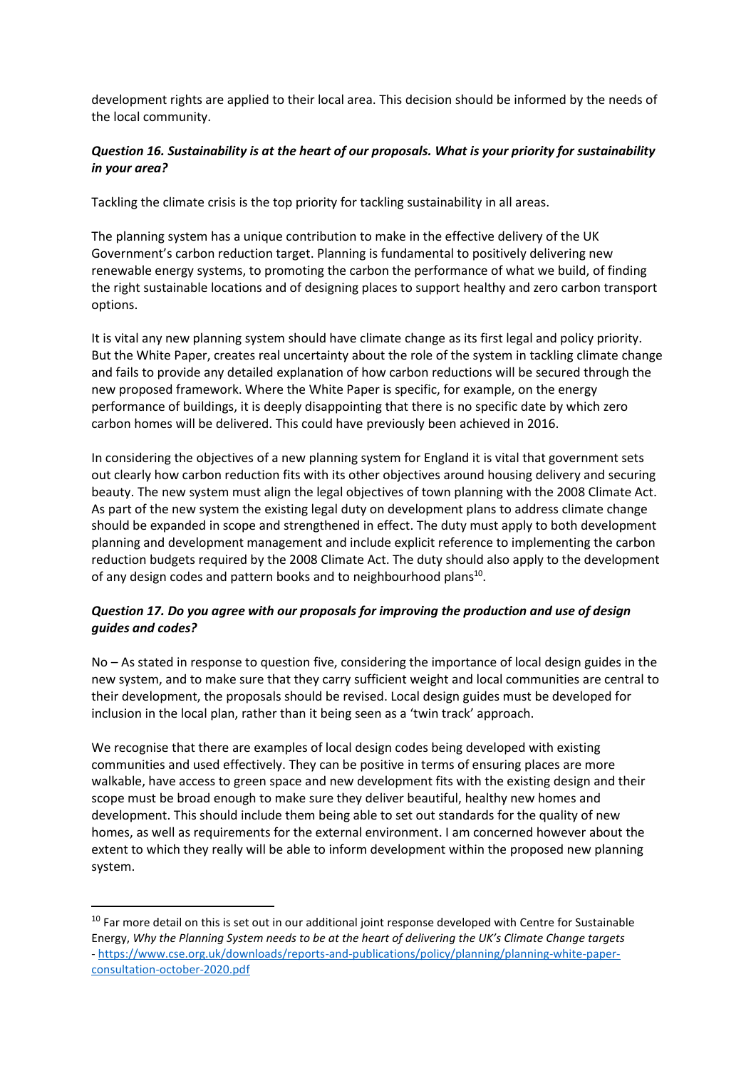development rights are applied to their local area. This decision should be informed by the needs of the local community.

***Question 16. Sustainability is at the heart of our proposals. What is your priority for sustainability in your area?***

Tackling the climate crisis is the top priority for tackling sustainability in all areas.

The planning system has a unique contribution to make in the effective delivery of the UK Government's carbon reduction target. Planning is fundamental to positively delivering new renewable energy systems, to promoting the carbon the performance of what we build, of finding the right sustainable locations and of designing places to support healthy and zero carbon transport options.

It is vital any new planning system should have climate change as its first legal and policy priority. But the White Paper, creates real uncertainty about the role of the system in tackling climate change and fails to provide any detailed explanation of how carbon reductions will be secured through the new proposed framework. Where the White Paper is specific, for example, on the energy performance of buildings, it is deeply disappointing that there is no specific date by which zero carbon homes will be delivered. This could have previously been achieved in 2016.

In considering the objectives of a new planning system for England it is vital that government sets out clearly how carbon reduction fits with its other objectives around housing delivery and securing beauty. The new system must align the legal objectives of town planning with the 2008 Climate Act. As part of the new system the existing legal duty on development plans to address climate change should be expanded in scope and strengthened in effect. The duty must apply to both development planning and development management and include explicit reference to implementing the carbon reduction budgets required by the 2008 Climate Act. The duty should also apply to the development of any design codes and pattern books and to neighbourhood plans[10].

***Question 17. Do you agree with our proposals for improving the production and use of design guides and codes?***

No – As stated in response to question five, considering the importance of local design guides in the new system, and to make sure that they carry sufficient weight and local communities are central to their development, the proposals should be revised. Local design guides must be developed for inclusion in the local plan, rather than it being seen as a 'twin track' approach.

We recognise that there are examples of local design codes being developed with existing communities and used effectively. They can be positive in terms of ensuring places are more walkable, have access to green space and new development fits with the existing design and their scope must be broad enough to make sure they deliver beautiful, healthy new homes and development. This should include them being able to set out standards for the quality of new homes, as well as requirements for the external environment. I am concerned however about the extent to which they really will be able to inform development within the proposed new planning system.

---

[10] Far more detail on this is set out in our additional joint response developed with Centre for Sustainable Energy, *Why the Planning System needs to be at the heart of delivering the UK's Climate Change targets* - https://www.cse.org.uk/downloads/reports-and-publications/policy/planning/planning-white-paper-consultation-october-2020.pdf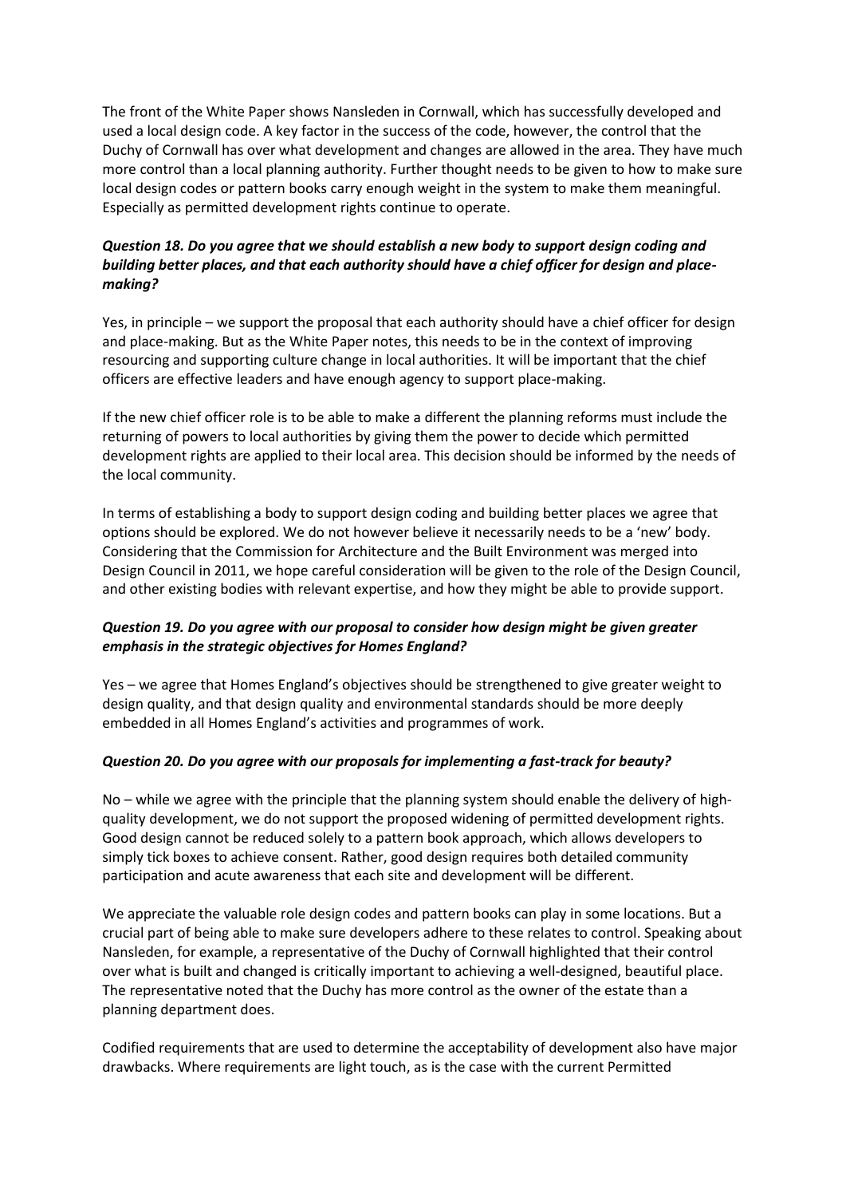The front of the White Paper shows Nansleden in Cornwall, which has successfully developed and used a local design code. A key factor in the success of the code, however, the control that the Duchy of Cornwall has over what development and changes are allowed in the area. They have much more control than a local planning authority. Further thought needs to be given to how to make sure local design codes or pattern books carry enough weight in the system to make them meaningful. Especially as permitted development rights continue to operate.

***Question 18. Do you agree that we should establish a new body to support design coding and building better places, and that each authority should have a chief officer for design and place-making?***

Yes, in principle – we support the proposal that each authority should have a chief officer for design and place-making. But as the White Paper notes, this needs to be in the context of improving resourcing and supporting culture change in local authorities. It will be important that the chief officers are effective leaders and have enough agency to support place-making.

If the new chief officer role is to be able to make a different the planning reforms must include the returning of powers to local authorities by giving them the power to decide which permitted development rights are applied to their local area. This decision should be informed by the needs of the local community.

In terms of establishing a body to support design coding and building better places we agree that options should be explored. We do not however believe it necessarily needs to be a 'new' body. Considering that the Commission for Architecture and the Built Environment was merged into Design Council in 2011, we hope careful consideration will be given to the role of the Design Council, and other existing bodies with relevant expertise, and how they might be able to provide support.

***Question 19. Do you agree with our proposal to consider how design might be given greater emphasis in the strategic objectives for Homes England?***

Yes – we agree that Homes England's objectives should be strengthened to give greater weight to design quality, and that design quality and environmental standards should be more deeply embedded in all Homes England's activities and programmes of work.

***Question 20. Do you agree with our proposals for implementing a fast-track for beauty?***

No – while we agree with the principle that the planning system should enable the delivery of high-quality development, we do not support the proposed widening of permitted development rights. Good design cannot be reduced solely to a pattern book approach, which allows developers to simply tick boxes to achieve consent. Rather, good design requires both detailed community participation and acute awareness that each site and development will be different.

We appreciate the valuable role design codes and pattern books can play in some locations. But a crucial part of being able to make sure developers adhere to these relates to control. Speaking about Nansleden, for example, a representative of the Duchy of Cornwall highlighted that their control over what is built and changed is critically important to achieving a well-designed, beautiful place. The representative noted that the Duchy has more control as the owner of the estate than a planning department does.

Codified requirements that are used to determine the acceptability of development also have major drawbacks. Where requirements are light touch, as is the case with the current Permitted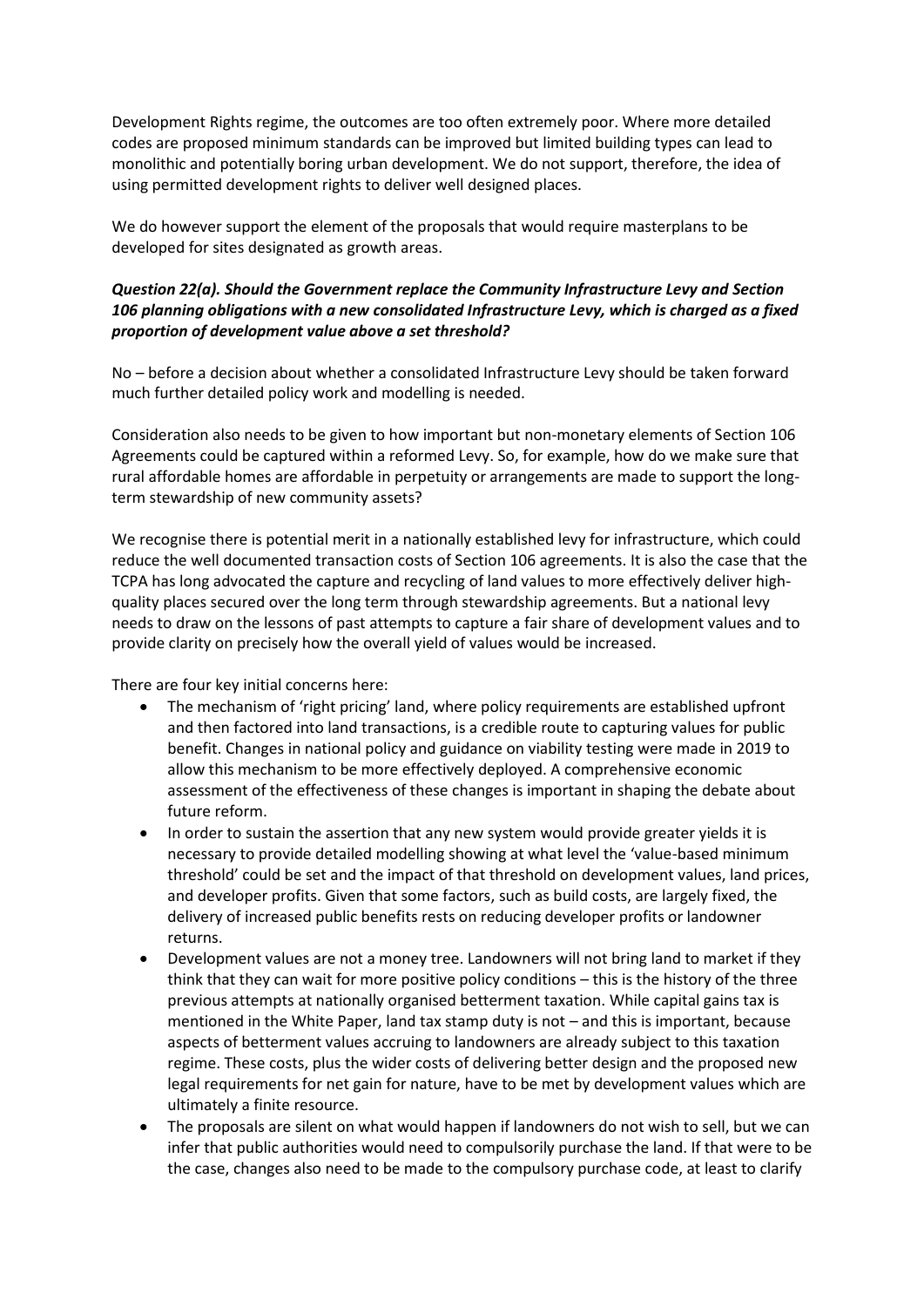Development Rights regime, the outcomes are too often extremely poor. Where more detailed codes are proposed minimum standards can be improved but limited building types can lead to monolithic and potentially boring urban development. We do not support, therefore, the idea of using permitted development rights to deliver well designed places.

We do however support the element of the proposals that would require masterplans to be developed for sites designated as growth areas.

***Question 22(a). Should the Government replace the Community Infrastructure Levy and Section 106 planning obligations with a new consolidated Infrastructure Levy, which is charged as a fixed proportion of development value above a set threshold?***

No – before a decision about whether a consolidated Infrastructure Levy should be taken forward much further detailed policy work and modelling is needed.

Consideration also needs to be given to how important but non-monetary elements of Section 106 Agreements could be captured within a reformed Levy. So, for example, how do we make sure that rural affordable homes are affordable in perpetuity or arrangements are made to support the long-term stewardship of new community assets?

We recognise there is potential merit in a nationally established levy for infrastructure, which could reduce the well documented transaction costs of Section 106 agreements. It is also the case that the TCPA has long advocated the capture and recycling of land values to more effectively deliver high-quality places secured over the long term through stewardship agreements. But a national levy needs to draw on the lessons of past attempts to capture a fair share of development values and to provide clarity on precisely how the overall yield of values would be increased.

There are four key initial concerns here:

- The mechanism of 'right pricing' land, where policy requirements are established upfront and then factored into land transactions, is a credible route to capturing values for public benefit. Changes in national policy and guidance on viability testing were made in 2019 to allow this mechanism to be more effectively deployed. A comprehensive economic assessment of the effectiveness of these changes is important in shaping the debate about future reform.
- In order to sustain the assertion that any new system would provide greater yields it is necessary to provide detailed modelling showing at what level the 'value-based minimum threshold' could be set and the impact of that threshold on development values, land prices, and developer profits. Given that some factors, such as build costs, are largely fixed, the delivery of increased public benefits rests on reducing developer profits or landowner returns.
- Development values are not a money tree. Landowners will not bring land to market if they think that they can wait for more positive policy conditions – this is the history of the three previous attempts at nationally organised betterment taxation. While capital gains tax is mentioned in the White Paper, land tax stamp duty is not – and this is important, because aspects of betterment values accruing to landowners are already subject to this taxation regime. These costs, plus the wider costs of delivering better design and the proposed new legal requirements for net gain for nature, have to be met by development values which are ultimately a finite resource.
- The proposals are silent on what would happen if landowners do not wish to sell, but we can infer that public authorities would need to compulsorily purchase the land. If that were to be the case, changes also need to be made to the compulsory purchase code, at least to clarify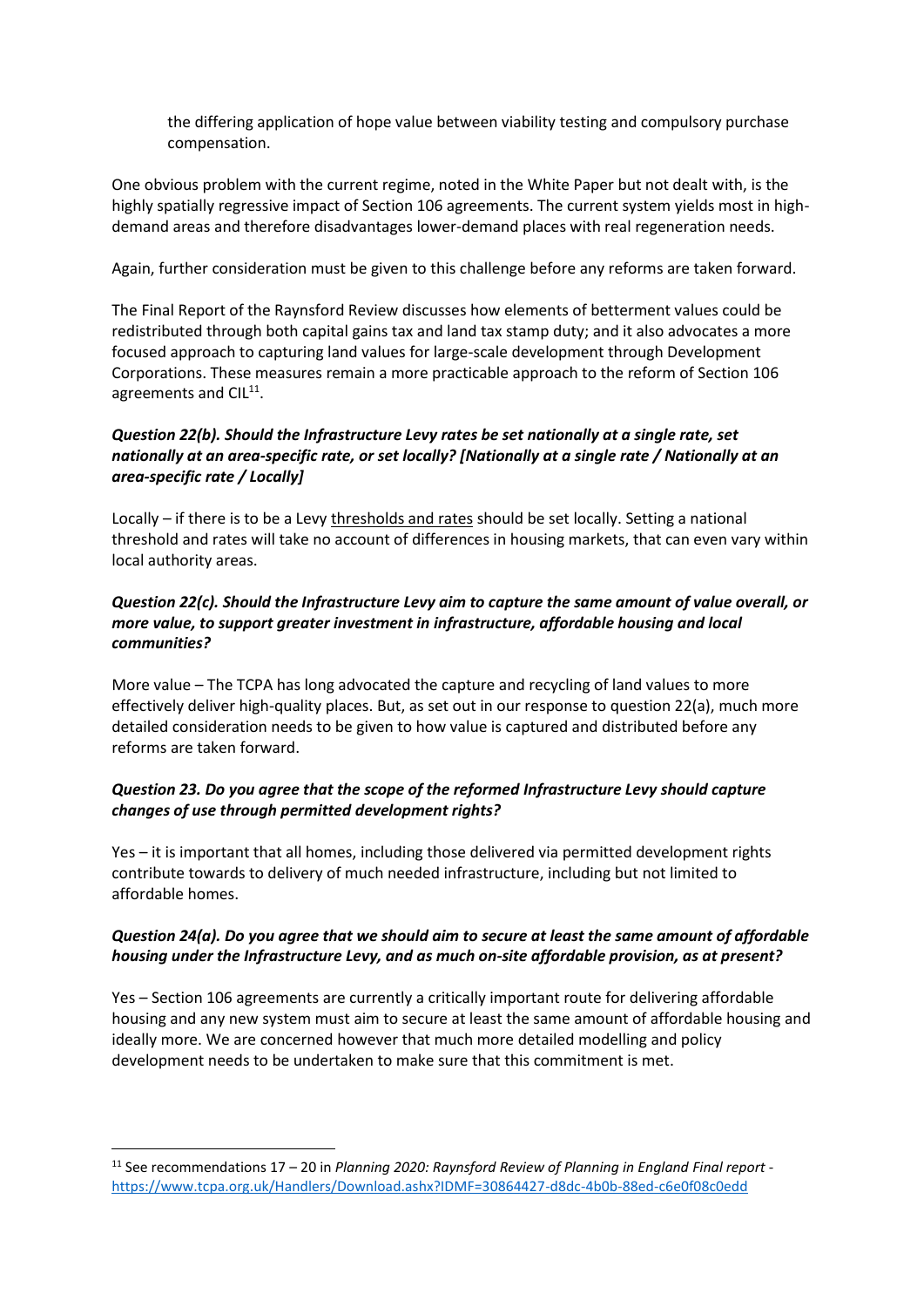the differing application of hope value between viability testing and compulsory purchase compensation.

One obvious problem with the current regime, noted in the White Paper but not dealt with, is the highly spatially regressive impact of Section 106 agreements. The current system yields most in high-demand areas and therefore disadvantages lower-demand places with real regeneration needs.

Again, further consideration must be given to this challenge before any reforms are taken forward.

The Final Report of the Raynsford Review discusses how elements of betterment values could be redistributed through both capital gains tax and land tax stamp duty; and it also advocates a more focused approach to capturing land values for large-scale development through Development Corporations. These measures remain a more practicable approach to the reform of Section 106 agreements and CIL[11].

***Question 22(b). Should the Infrastructure Levy rates be set nationally at a single rate, set nationally at an area-specific rate, or set locally? [Nationally at a single rate / Nationally at an area-specific rate / Locally]***

Locally – if there is to be a Levy thresholds and rates should be set locally. Setting a national threshold and rates will take no account of differences in housing markets, that can even vary within local authority areas.

***Question 22(c). Should the Infrastructure Levy aim to capture the same amount of value overall, or more value, to support greater investment in infrastructure, affordable housing and local communities?***

More value – The TCPA has long advocated the capture and recycling of land values to more effectively deliver high-quality places. But, as set out in our response to question 22(a), much more detailed consideration needs to be given to how value is captured and distributed before any reforms are taken forward.

***Question 23. Do you agree that the scope of the reformed Infrastructure Levy should capture changes of use through permitted development rights?***

Yes – it is important that all homes, including those delivered via permitted development rights contribute towards to delivery of much needed infrastructure, including but not limited to affordable homes.

***Question 24(a). Do you agree that we should aim to secure at least the same amount of affordable housing under the Infrastructure Levy, and as much on-site affordable provision, as at present?***

Yes – Section 106 agreements are currently a critically important route for delivering affordable housing and any new system must aim to secure at least the same amount of affordable housing and ideally more. We are concerned however that much more detailed modelling and policy development needs to be undertaken to make sure that this commitment is met.

---

[11] See recommendations 17 – 20 in *Planning 2020: Raynsford Review of Planning in England Final report* - https://www.tcpa.org.uk/Handlers/Download.ashx?IDMF=30864427-d8dc-4b0b-88ed-c6e0f08c0edd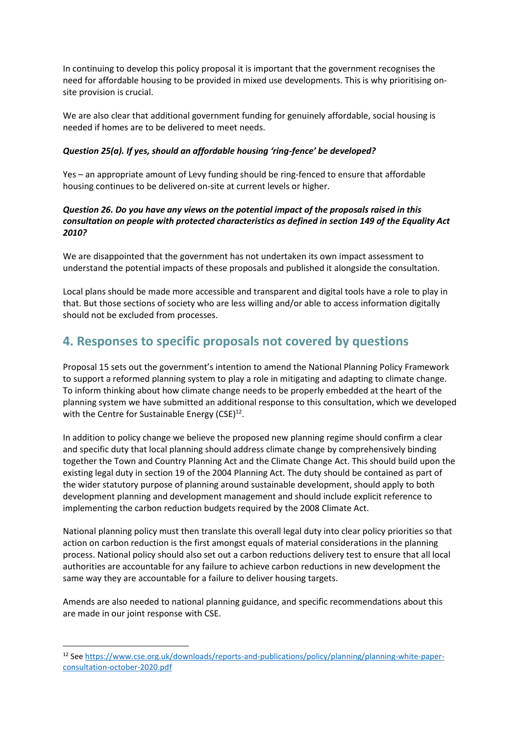In continuing to develop this policy proposal it is important that the government recognises the need for affordable housing to be provided in mixed use developments. This is why prioritising on-site provision is crucial.

We are also clear that additional government funding for genuinely affordable, social housing is needed if homes are to be delivered to meet needs.

***Question 25(a). If yes, should an affordable housing 'ring-fence' be developed?***

Yes – an appropriate amount of Levy funding should be ring-fenced to ensure that affordable housing continues to be delivered on-site at current levels or higher.

***Question 26. Do you have any views on the potential impact of the proposals raised in this consultation on people with protected characteristics as defined in section 149 of the Equality Act 2010?***

We are disappointed that the government has not undertaken its own impact assessment to understand the potential impacts of these proposals and published it alongside the consultation.

Local plans should be made more accessible and transparent and digital tools have a role to play in that. But those sections of society who are less willing and/or able to access information digitally should not be excluded from processes.

## 4. Responses to specific proposals not covered by questions

Proposal 15 sets out the government's intention to amend the National Planning Policy Framework to support a reformed planning system to play a role in mitigating and adapting to climate change. To inform thinking about how climate change needs to be properly embedded at the heart of the planning system we have submitted an additional response to this consultation, which we developed with the Centre for Sustainable Energy (CSE)[12].

In addition to policy change we believe the proposed new planning regime should confirm a clear and specific duty that local planning should address climate change by comprehensively binding together the Town and Country Planning Act and the Climate Change Act. This should build upon the existing legal duty in section 19 of the 2004 Planning Act. The duty should be contained as part of the wider statutory purpose of planning around sustainable development, should apply to both development planning and development management and should include explicit reference to implementing the carbon reduction budgets required by the 2008 Climate Act.

National planning policy must then translate this overall legal duty into clear policy priorities so that action on carbon reduction is the first amongst equals of material considerations in the planning process. National policy should also set out a carbon reductions delivery test to ensure that all local authorities are accountable for any failure to achieve carbon reductions in new development the same way they are accountable for a failure to deliver housing targets.

Amends are also needed to national planning guidance, and specific recommendations about this are made in our joint response with CSE.

---

[12] See https://www.cse.org.uk/downloads/reports-and-publications/policy/planning/planning-white-paper-consultation-october-2020.pdf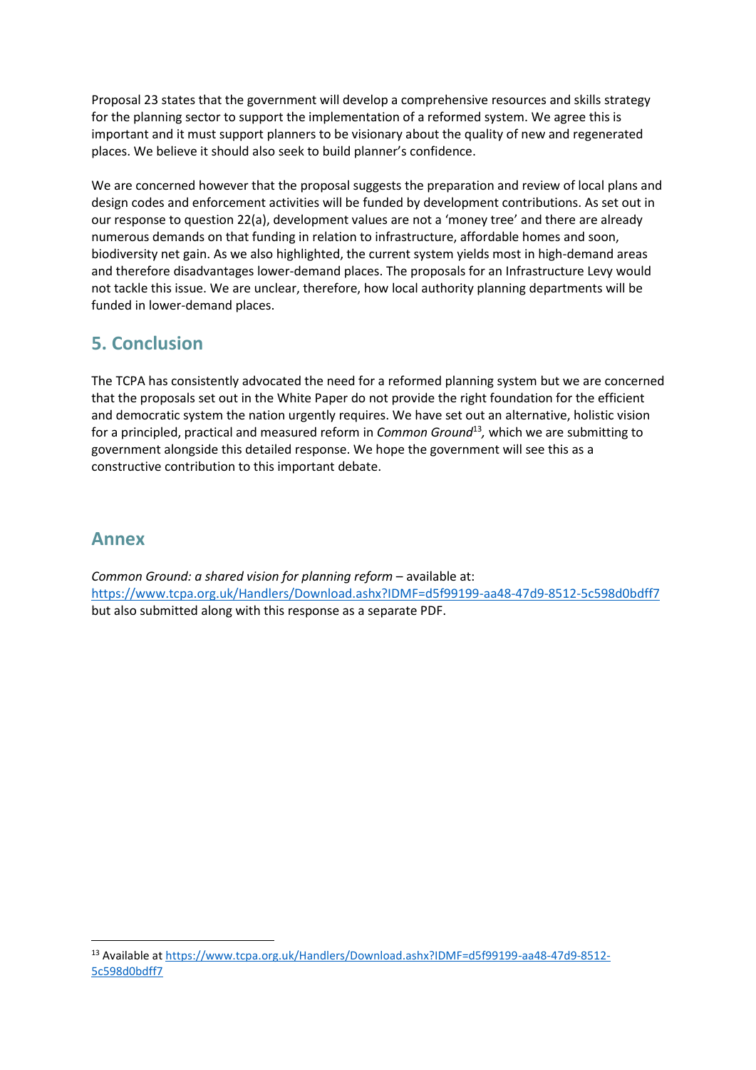Proposal 23 states that the government will develop a comprehensive resources and skills strategy for the planning sector to support the implementation of a reformed system. We agree this is important and it must support planners to be visionary about the quality of new and regenerated places. We believe it should also seek to build planner's confidence.

We are concerned however that the proposal suggests the preparation and review of local plans and design codes and enforcement activities will be funded by development contributions. As set out in our response to question 22(a), development values are not a 'money tree' and there are already numerous demands on that funding in relation to infrastructure, affordable homes and soon, biodiversity net gain. As we also highlighted, the current system yields most in high-demand areas and therefore disadvantages lower-demand places. The proposals for an Infrastructure Levy would not tackle this issue. We are unclear, therefore, how local authority planning departments will be funded in lower-demand places.

## 5. Conclusion

The TCPA has consistently advocated the need for a reformed planning system but we are concerned that the proposals set out in the White Paper do not provide the right foundation for the efficient and democratic system the nation urgently requires. We have set out an alternative, holistic vision for a principled, practical and measured reform in *Common Ground*[13], which we are submitting to government alongside this detailed response. We hope the government will see this as a constructive contribution to this important debate.

## Annex

*Common Ground: a shared vision for planning reform* – available at: https://www.tcpa.org.uk/Handlers/Download.ashx?IDMF=d5f99199-aa48-47d9-8512-5c598d0bdff7 but also submitted along with this response as a separate PDF.

[13] Available at https://www.tcpa.org.uk/Handlers/Download.ashx?IDMF=d5f99199-aa48-47d9-8512-5c598d0bdff7